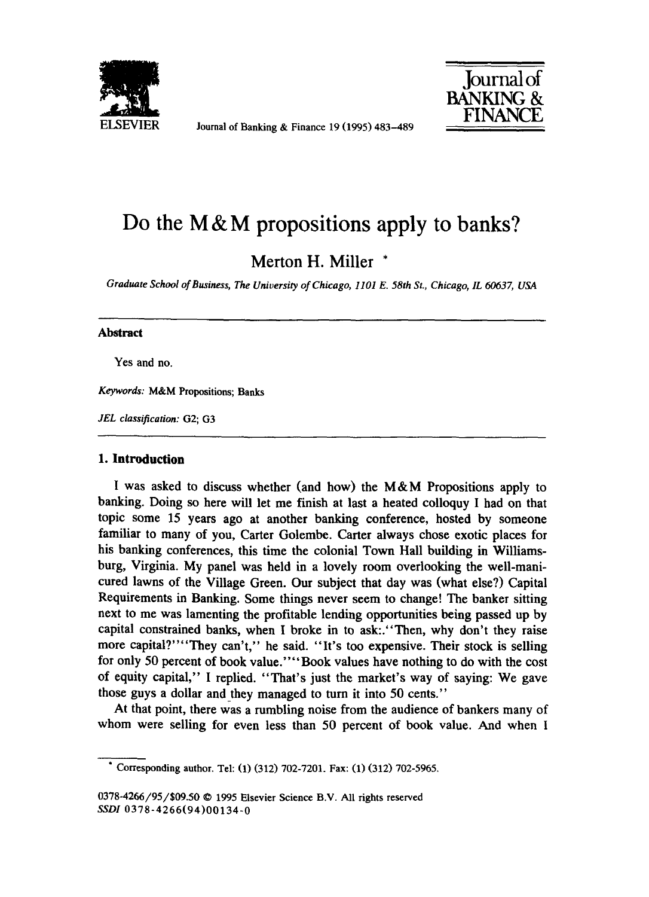# Do the M&M propositions apply to banks?

Merton H. Miller *

*Graduate School of Business, The University of Chicago, 1101 E. 58th St., Chicago, IL 60637, USA*

---

**Abstract**

Yes and no.

*Keywords:* M&M Propositions; Banks

*JEL classification:* G2; G3

---

## 1. Introduction

I was asked to discuss whether (and how) the M&M Propositions apply to banking. Doing so here will let me finish at last a heated colloquy I had on that topic some 15 years ago at another banking conference, hosted by someone familiar to many of you, Carter Golembe. Carter always chose exotic places for his banking conferences, this time the colonial Town Hall building in Williamsburg, Virginia. My panel was held in a lovely room overlooking the well-manicured lawns of the Village Green. Our subject that day was (what else?) Capital Requirements in Banking. Some things never seem to change! The banker sitting next to me was lamenting the profitable lending opportunities being passed up by capital constrained banks, when I broke in to ask:."Then, why don't they raise more capital?""They can't," he said. "It's too expensive. Their stock is selling for only 50 percent of book value.""Book values have nothing to do with the cost of equity capital," I replied. "That's just the market's way of saying: We gave those guys a dollar and they managed to turn it into 50 cents."

At that point, there was a rumbling noise from the audience of bankers many of whom were selling for even less than 50 percent of book value. And when I

---

* Corresponding author. Tel: (1) (312) 702-7201. Fax: (1) (312) 702-5965.

0378-4266/95/$09.50 © 1995 Elsevier Science B.V. All rights reserved
SSDI 0378-4266(94)00134-0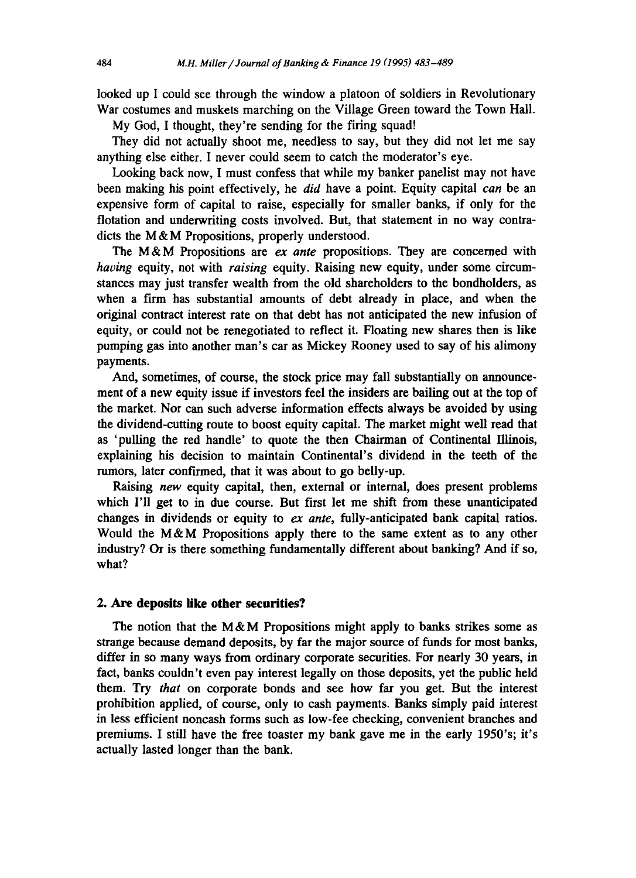looked up I could see through the window a platoon of soldiers in Revolutionary War costumes and muskets marching on the Village Green toward the Town Hall.

My God, I thought, they're sending for the firing squad!

They did not actually shoot me, needless to say, but they did not let me say anything else either. I never could seem to catch the moderator's eye.

Looking back now, I must confess that while my banker panelist may not have been making his point effectively, he *did* have a point. Equity capital *can* be an expensive form of capital to raise, especially for smaller banks, if only for the flotation and underwriting costs involved. But, that statement in no way contradicts the M&M Propositions, properly understood.

The M&M Propositions are *ex ante* propositions. They are concerned with *having* equity, not with *raising* equity. Raising new equity, under some circumstances may just transfer wealth from the old shareholders to the bondholders, as when a firm has substantial amounts of debt already in place, and when the original contract interest rate on that debt has not anticipated the new infusion of equity, or could not be renegotiated to reflect it. Floating new shares then is like pumping gas into another man's car as Mickey Rooney used to say of his alimony payments.

And, sometimes, of course, the stock price may fall substantially on announcement of a new equity issue if investors feel the insiders are bailing out at the top of the market. Nor can such adverse information effects always be avoided by using the dividend-cutting route to boost equity capital. The market might well read that as 'pulling the red handle' to quote the then Chairman of Continental Illinois, explaining his decision to maintain Continental's dividend in the teeth of the rumors, later confirmed, that it was about to go belly-up.

Raising *new* equity capital, then, external or internal, does present problems which I'll get to in due course. But first let me shift from these unanticipated changes in dividends or equity to *ex ante*, fully-anticipated bank capital ratios. Would the M&M Propositions apply there to the same extent as to any other industry? Or is there something fundamentally different about banking? And if so, what?

## 2. Are deposits like other securities?

The notion that the M&M Propositions might apply to banks strikes some as strange because demand deposits, by far the major source of funds for most banks, differ in so many ways from ordinary corporate securities. For nearly 30 years, in fact, banks couldn't even pay interest legally on those deposits, yet the public held them. Try *that* on corporate bonds and see how far you get. But the interest prohibition applied, of course, only to cash payments. Banks simply paid interest in less efficient noncash forms such as low-fee checking, convenient branches and premiums. I still have the free toaster my bank gave me in the early 1950's; it's actually lasted longer than the bank.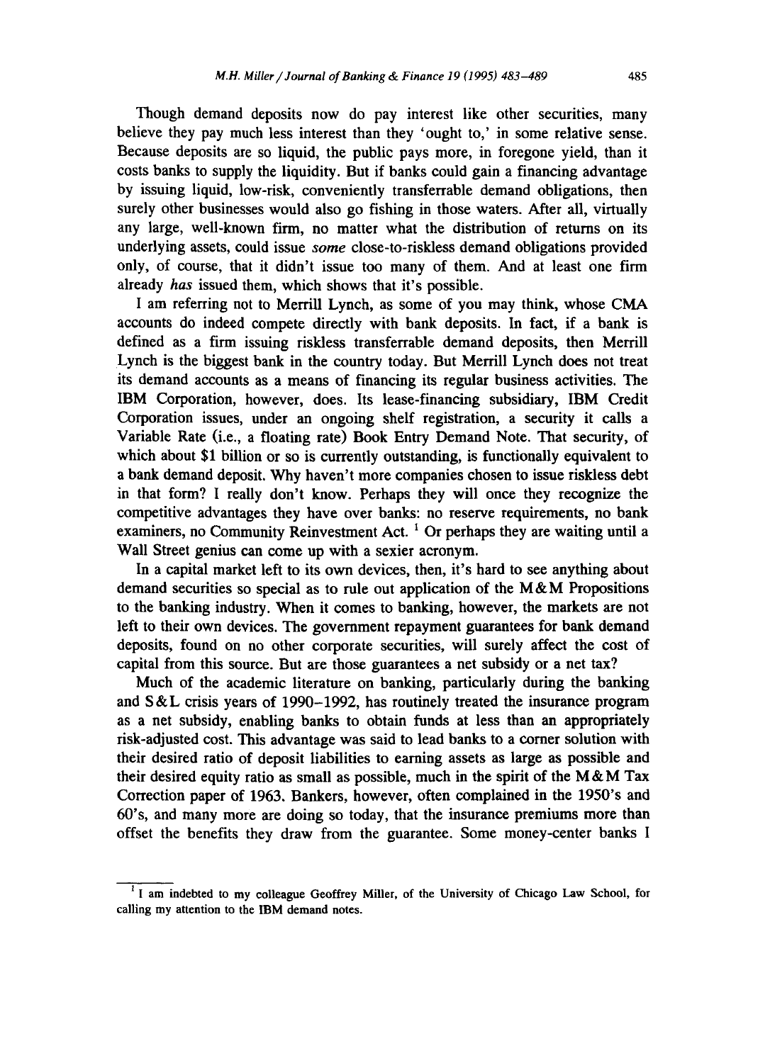Though demand deposits now do pay interest like other securities, many believe they pay much less interest than they 'ought to,' in some relative sense. Because deposits are so liquid, the public pays more, in foregone yield, than it costs banks to supply the liquidity. But if banks could gain a financing advantage by issuing liquid, low-risk, conveniently transferrable demand obligations, then surely other businesses would also go fishing in those waters. After all, virtually any large, well-known firm, no matter what the distribution of returns on its underlying assets, could issue *some* close-to-riskless demand obligations provided only, of course, that it didn't issue too many of them. And at least one firm already *has* issued them, which shows that it's possible.

I am referring not to Merrill Lynch, as some of you may think, whose CMA accounts do indeed compete directly with bank deposits. In fact, if a bank is defined as a firm issuing riskless transferrable demand deposits, then Merrill Lynch is the biggest bank in the country today. But Merrill Lynch does not treat its demand accounts as a means of financing its regular business activities. The IBM Corporation, however, does. Its lease-financing subsidiary, IBM Credit Corporation issues, under an ongoing shelf registration, a security it calls a Variable Rate (i.e., a floating rate) Book Entry Demand Note. That security, of which about $1 billion or so is currently outstanding, is functionally equivalent to a bank demand deposit. Why haven't more companies chosen to issue riskless debt in that form? I really don't know. Perhaps they will once they recognize the competitive advantages they have over banks: no reserve requirements, no bank examiners, no Community Reinvestment Act. [1] Or perhaps they are waiting until a Wall Street genius can come up with a sexier acronym.

In a capital market left to its own devices, then, it's hard to see anything about demand securities so special as to rule out application of the M&M Propositions to the banking industry. When it comes to banking, however, the markets are not left to their own devices. The government repayment guarantees for bank demand deposits, found on no other corporate securities, will surely affect the cost of capital from this source. But are those guarantees a net subsidy or a net tax?

Much of the academic literature on banking, particularly during the banking and S&L crisis years of 1990–1992, has routinely treated the insurance program as a net subsidy, enabling banks to obtain funds at less than an appropriately risk-adjusted cost. This advantage was said to lead banks to a corner solution with their desired ratio of deposit liabilities to earning assets as large as possible and their desired equity ratio as small as possible, much in the spirit of the M&M Tax Correction paper of 1963. Bankers, however, often complained in the 1950's and 60's, and many more are doing so today, that the insurance premiums more than offset the benefits they draw from the guarantee. Some money-center banks I

[1] I am indebted to my colleague Geoffrey Miller, of the University of Chicago Law School, for calling my attention to the IBM demand notes.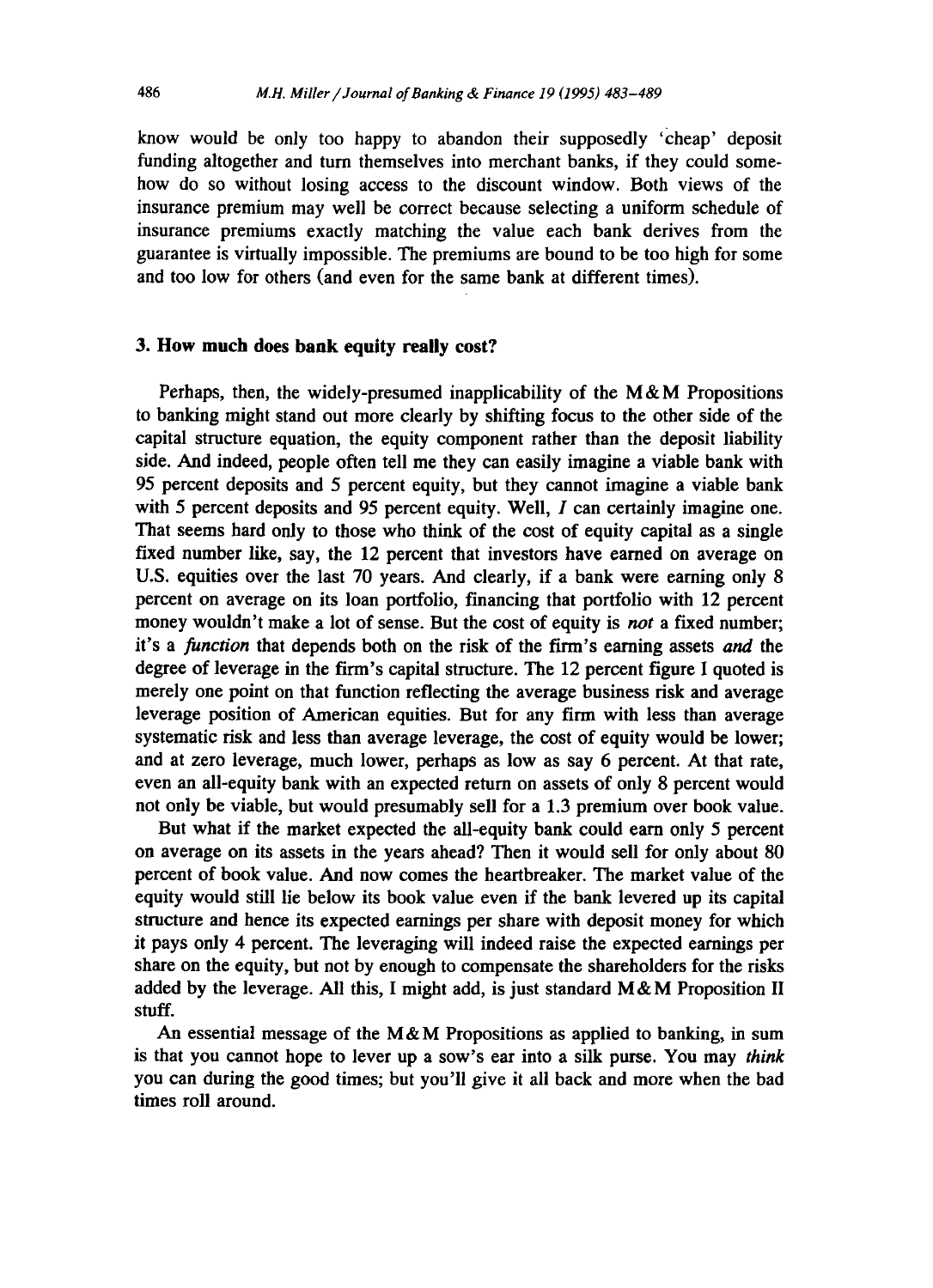know would be only too happy to abandon their supposedly 'cheap' deposit funding altogether and turn themselves into merchant banks, if they could somehow do so without losing access to the discount window. Both views of the insurance premium may well be correct because selecting a uniform schedule of insurance premiums exactly matching the value each bank derives from the guarantee is virtually impossible. The premiums are bound to be too high for some and too low for others (and even for the same bank at different times).

## 3. How much does bank equity really cost?

Perhaps, then, the widely-presumed inapplicability of the M&M Propositions to banking might stand out more clearly by shifting focus to the other side of the capital structure equation, the equity component rather than the deposit liability side. And indeed, people often tell me they can easily imagine a viable bank with 95 percent deposits and 5 percent equity, but they cannot imagine a viable bank with 5 percent deposits and 95 percent equity. Well, *I* can certainly imagine one. That seems hard only to those who think of the cost of equity capital as a single fixed number like, say, the 12 percent that investors have earned on average on U.S. equities over the last 70 years. And clearly, if a bank were earning only 8 percent on average on its loan portfolio, financing that portfolio with 12 percent money wouldn't make a lot of sense. But the cost of equity is *not* a fixed number; it's a *function* that depends both on the risk of the firm's earning assets *and* the degree of leverage in the firm's capital structure. The 12 percent figure I quoted is merely one point on that function reflecting the average business risk and average leverage position of American equities. But for any firm with less than average systematic risk and less than average leverage, the cost of equity would be lower; and at zero leverage, much lower, perhaps as low as say 6 percent. At that rate, even an all-equity bank with an expected return on assets of only 8 percent would not only be viable, but would presumably sell for a 1.3 premium over book value.

But what if the market expected the all-equity bank could earn only 5 percent on average on its assets in the years ahead? Then it would sell for only about 80 percent of book value. And now comes the heartbreaker. The market value of the equity would still lie below its book value even if the bank levered up its capital structure and hence its expected earnings per share with deposit money for which it pays only 4 percent. The leveraging will indeed raise the expected earnings per share on the equity, but not by enough to compensate the shareholders for the risks added by the leverage. All this, I might add, is just standard M&M Proposition II stuff.

An essential message of the M&M Propositions as applied to banking, in sum is that you cannot hope to lever up a sow's ear into a silk purse. You may *think* you can during the good times; but you'll give it all back and more when the bad times roll around.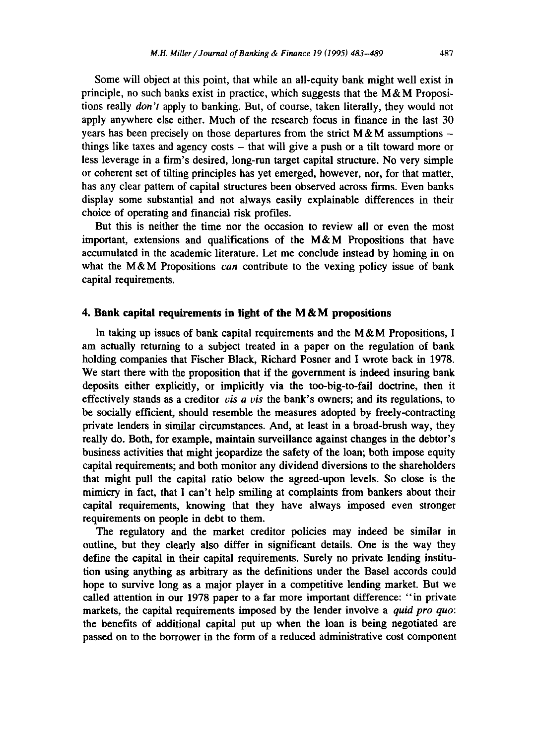Some will object at this point, that while an all-equity bank might well exist in principle, no such banks exist in practice, which suggests that the M&M Propositions really *don't* apply to banking. But, of course, taken literally, they would not apply anywhere else either. Much of the research focus in finance in the last 30 years has been precisely on those departures from the strict M&M assumptions – things like taxes and agency costs – that will give a push or a tilt toward more or less leverage in a firm's desired, long-run target capital structure. No very simple or coherent set of tilting principles has yet emerged, however, nor, for that matter, has any clear pattern of capital structures been observed across firms. Even banks display some substantial and not always easily explainable differences in their choice of operating and financial risk profiles.

But this is neither the time nor the occasion to review all or even the most important, extensions and qualifications of the M&M Propositions that have accumulated in the academic literature. Let me conclude instead by homing in on what the M&M Propositions *can* contribute to the vexing policy issue of bank capital requirements.

## 4. Bank capital requirements in light of the M&M propositions

In taking up issues of bank capital requirements and the M&M Propositions, I am actually returning to a subject treated in a paper on the regulation of bank holding companies that Fischer Black, Richard Posner and I wrote back in 1978. We start there with the proposition that if the government is indeed insuring bank deposits either explicitly, or implicitly via the too-big-to-fail doctrine, then it effectively stands as a creditor *vis a vis* the bank's owners; and its regulations, to be socially efficient, should resemble the measures adopted by freely-contracting private lenders in similar circumstances. And, at least in a broad-brush way, they really do. Both, for example, maintain surveillance against changes in the debtor's business activities that might jeopardize the safety of the loan; both impose equity capital requirements; and both monitor any dividend diversions to the shareholders that might pull the capital ratio below the agreed-upon levels. So close is the mimicry in fact, that I can't help smiling at complaints from bankers about their capital requirements, knowing that they have always imposed even stronger requirements on people in debt to them.

The regulatory and the market creditor policies may indeed be similar in outline, but they clearly also differ in significant details. One is the way they define the capital in their capital requirements. Surely no private lending institution using anything as arbitrary as the definitions under the Basel accords could hope to survive long as a major player in a competitive lending market. But we called attention in our 1978 paper to a far more important difference: "in private markets, the capital requirements imposed by the lender involve a *quid pro quo*: the benefits of additional capital put up when the loan is being negotiated are passed on to the borrower in the form of a reduced administrative cost component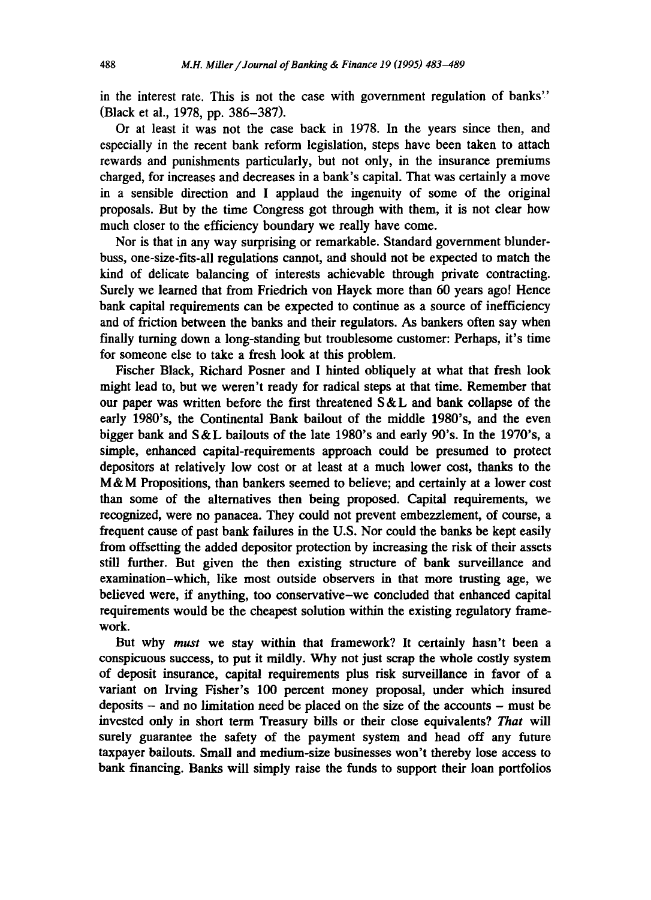in the interest rate. This is not the case with government regulation of banks'' (Black et al., 1978, pp. 386–387).

Or at least it was not the case back in 1978. In the years since then, and especially in the recent bank reform legislation, steps have been taken to attach rewards and punishments particularly, but not only, in the insurance premiums charged, for increases and decreases in a bank's capital. That was certainly a move in a sensible direction and I applaud the ingenuity of some of the original proposals. But by the time Congress got through with them, it is not clear how much closer to the efficiency boundary we really have come.

Nor is that in any way surprising or remarkable. Standard government blunderbuss, one-size-fits-all regulations cannot, and should not be expected to match the kind of delicate balancing of interests achievable through private contracting. Surely we learned that from Friedrich von Hayek more than 60 years ago! Hence bank capital requirements can be expected to continue as a source of inefficiency and of friction between the banks and their regulators. As bankers often say when finally turning down a long-standing but troublesome customer: Perhaps, it's time for someone else to take a fresh look at this problem.

Fischer Black, Richard Posner and I hinted obliquely at what that fresh look might lead to, but we weren't ready for radical steps at that time. Remember that our paper was written before the first threatened S&L and bank collapse of the early 1980's, the Continental Bank bailout of the middle 1980's, and the even bigger bank and S&L bailouts of the late 1980's and early 90's. In the 1970's, a simple, enhanced capital-requirements approach could be presumed to protect depositors at relatively low cost or at least at a much lower cost, thanks to the M&M Propositions, than bankers seemed to believe; and certainly at a lower cost than some of the alternatives then being proposed. Capital requirements, we recognized, were no panacea. They could not prevent embezzlement, of course, a frequent cause of past bank failures in the U.S. Nor could the banks be kept easily from offsetting the added depositor protection by increasing the risk of their assets still further. But given the then existing structure of bank surveillance and examination–which, like most outside observers in that more trusting age, we believed were, if anything, too conservative–we concluded that enhanced capital requirements would be the cheapest solution within the existing regulatory framework.

But why *must* we stay within that framework? It certainly hasn't been a conspicuous success, to put it mildly. Why not just scrap the whole costly system of deposit insurance, capital requirements plus risk surveillance in favor of a variant on Irving Fisher's 100 percent money proposal, under which insured deposits – and no limitation need be placed on the size of the accounts – must be invested only in short term Treasury bills or their close equivalents? *That* will surely guarantee the safety of the payment system and head off any future taxpayer bailouts. Small and medium-size businesses won't thereby lose access to bank financing. Banks will simply raise the funds to support their loan portfolios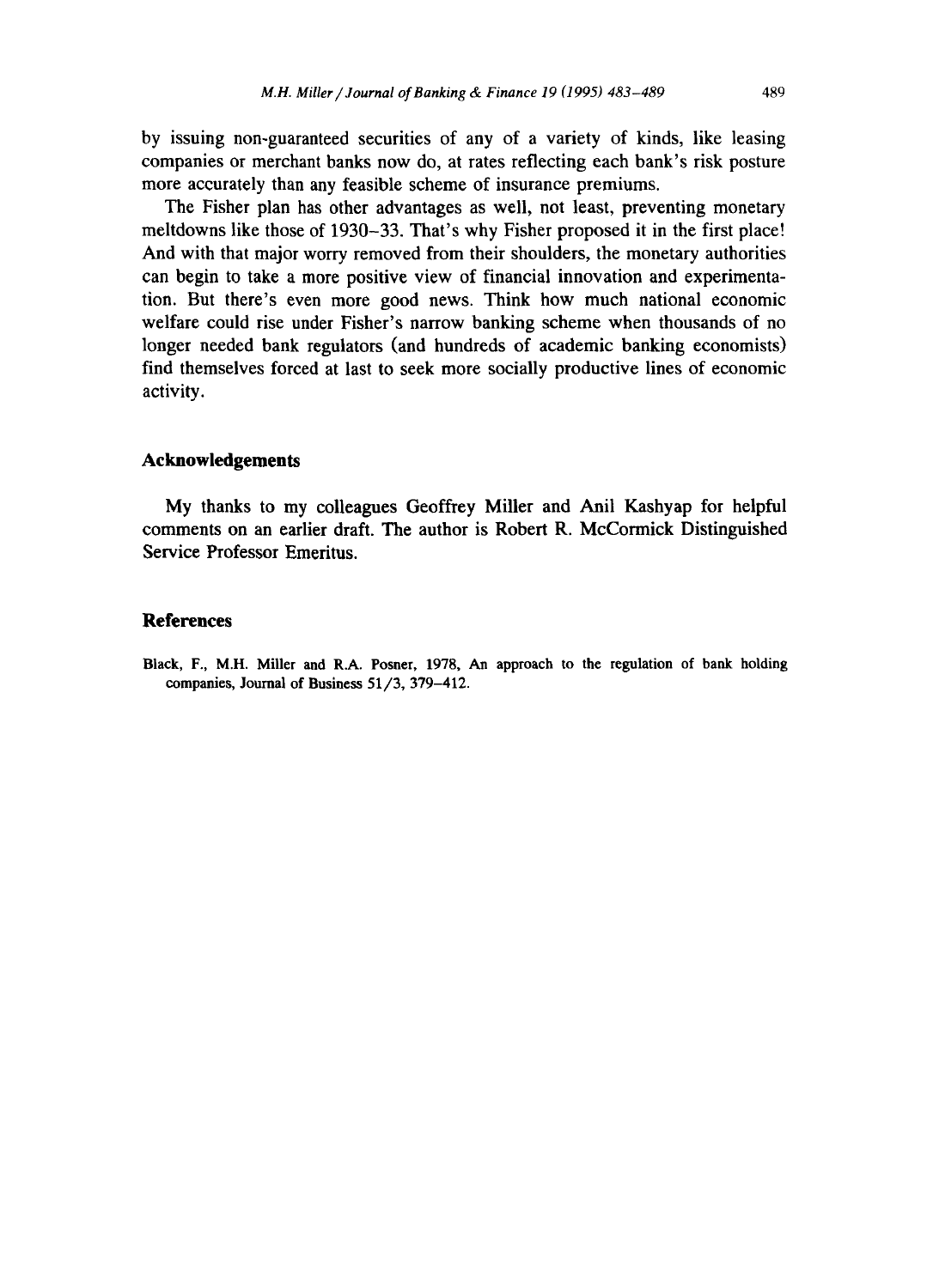by issuing non-guaranteed securities of any of a variety of kinds, like leasing companies or merchant banks now do, at rates reflecting each bank's risk posture more accurately than any feasible scheme of insurance premiums.

The Fisher plan has other advantages as well, not least, preventing monetary meltdowns like those of 1930–33. That's why Fisher proposed it in the first place! And with that major worry removed from their shoulders, the monetary authorities can begin to take a more positive view of financial innovation and experimentation. But there's even more good news. Think how much national economic welfare could rise under Fisher's narrow banking scheme when thousands of no longer needed bank regulators (and hundreds of academic banking economists) find themselves forced at last to seek more socially productive lines of economic activity.

## Acknowledgements

My thanks to my colleagues Geoffrey Miller and Anil Kashyap for helpful comments on an earlier draft. The author is Robert R. McCormick Distinguished Service Professor Emeritus.

## References

Black, F., M.H. Miller and R.A. Posner, 1978, An approach to the regulation of bank holding companies, Journal of Business 51/3, 379–412.